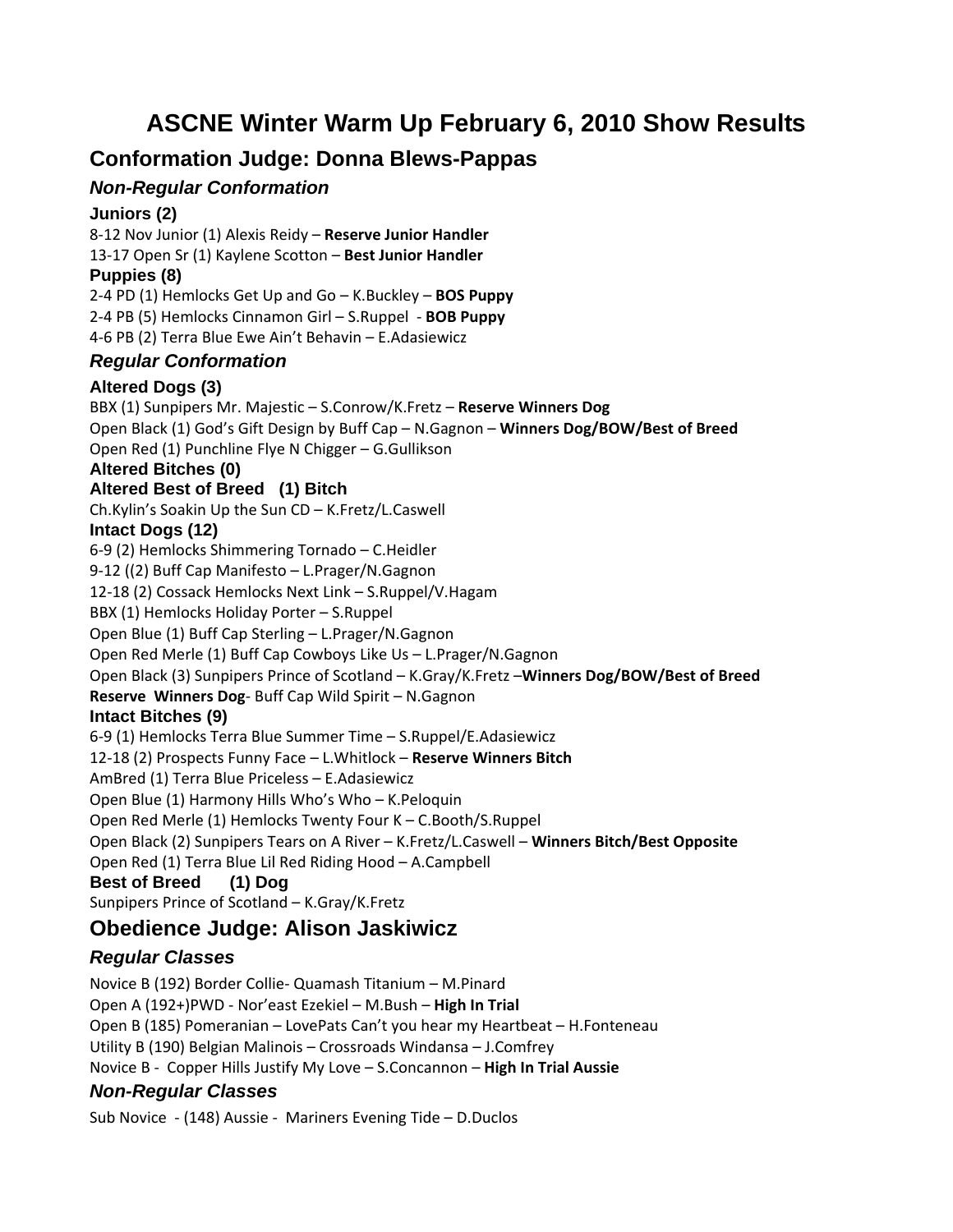# ASCNE Winter Warm Up February 6, 2010 Show Results

## Conformation Judge: Donna Blews-Pappas

### *Non-Regular Conformation*

#### Juniors (2)

8-12 Nov Junior (1) Alexis Reidy – **Reserve Junior Handler**
13-17 Open Sr (1) Kaylene Scotton – **Best Junior Handler**

#### Puppies (8)

2-4 PD (1) Hemlocks Get Up and Go – K.Buckley – **BOS Puppy**
2-4 PB (5) Hemlocks Cinnamon Girl – S.Ruppel - **BOB Puppy**
4-6 PB (2) Terra Blue Ewe Ain't Behavin – E.Adasiewicz

### *Regular Conformation*

#### Altered Dogs (3)

BBX (1) Sunpipers Mr. Majestic – S.Conrow/K.Fretz – **Reserve Winners Dog**
Open Black (1) God's Gift Design by Buff Cap – N.Gagnon – **Winners Dog/BOW/Best of Breed**
Open Red (1) Punchline Flye N Chigger – G.Gullikson

#### Altered Bitches (0)

#### Altered Best of Breed (1) Bitch

Ch.Kylin's Soakin Up the Sun CD – K.Fretz/L.Caswell

#### Intact Dogs (12)

6-9 (2) Hemlocks Shimmering Tornado – C.Heidler
9-12 ((2) Buff Cap Manifesto – L.Prager/N.Gagnon
12-18 (2) Cossack Hemlocks Next Link – S.Ruppel/V.Hagam
BBX (1) Hemlocks Holiday Porter – S.Ruppel
Open Blue (1) Buff Cap Sterling – L.Prager/N.Gagnon
Open Red Merle (1) Buff Cap Cowboys Like Us – L.Prager/N.Gagnon
Open Black (3) Sunpipers Prince of Scotland – K.Gray/K.Fretz –**Winners Dog/BOW/Best of Breed**
**Reserve Winners Dog**- Buff Cap Wild Spirit – N.Gagnon

#### Intact Bitches (9)

6-9 (1) Hemlocks Terra Blue Summer Time – S.Ruppel/E.Adasiewicz
12-18 (2) Prospects Funny Face – L.Whitlock – **Reserve Winners Bitch**
AmBred (1) Terra Blue Priceless – E.Adasiewicz
Open Blue (1) Harmony Hills Who's Who – K.Peloquin
Open Red Merle (1) Hemlocks Twenty Four K – C.Booth/S.Ruppel
Open Black (2) Sunpipers Tears on A River – K.Fretz/L.Caswell – **Winners Bitch/Best Opposite**
Open Red (1) Terra Blue Lil Red Riding Hood – A.Campbell

#### Best of Breed (1) Dog

Sunpipers Prince of Scotland – K.Gray/K.Fretz

## Obedience Judge: Alison Jaskiwicz

### *Regular Classes*

Novice B (192) Border Collie- Quamash Titanium – M.Pinard
Open A (192+)PWD - Nor'east Ezekiel – M.Bush – **High In Trial**
Open B (185) Pomeranian – LovePats Can't you hear my Heartbeat – H.Fonteneau
Utility B (190) Belgian Malinois – Crossroads Windansa – J.Comfrey
Novice B - Copper Hills Justify My Love – S.Concannon – **High In Trial Aussie**

### *Non-Regular Classes*

Sub Novice - (148) Aussie - Mariners Evening Tide – D.Duclos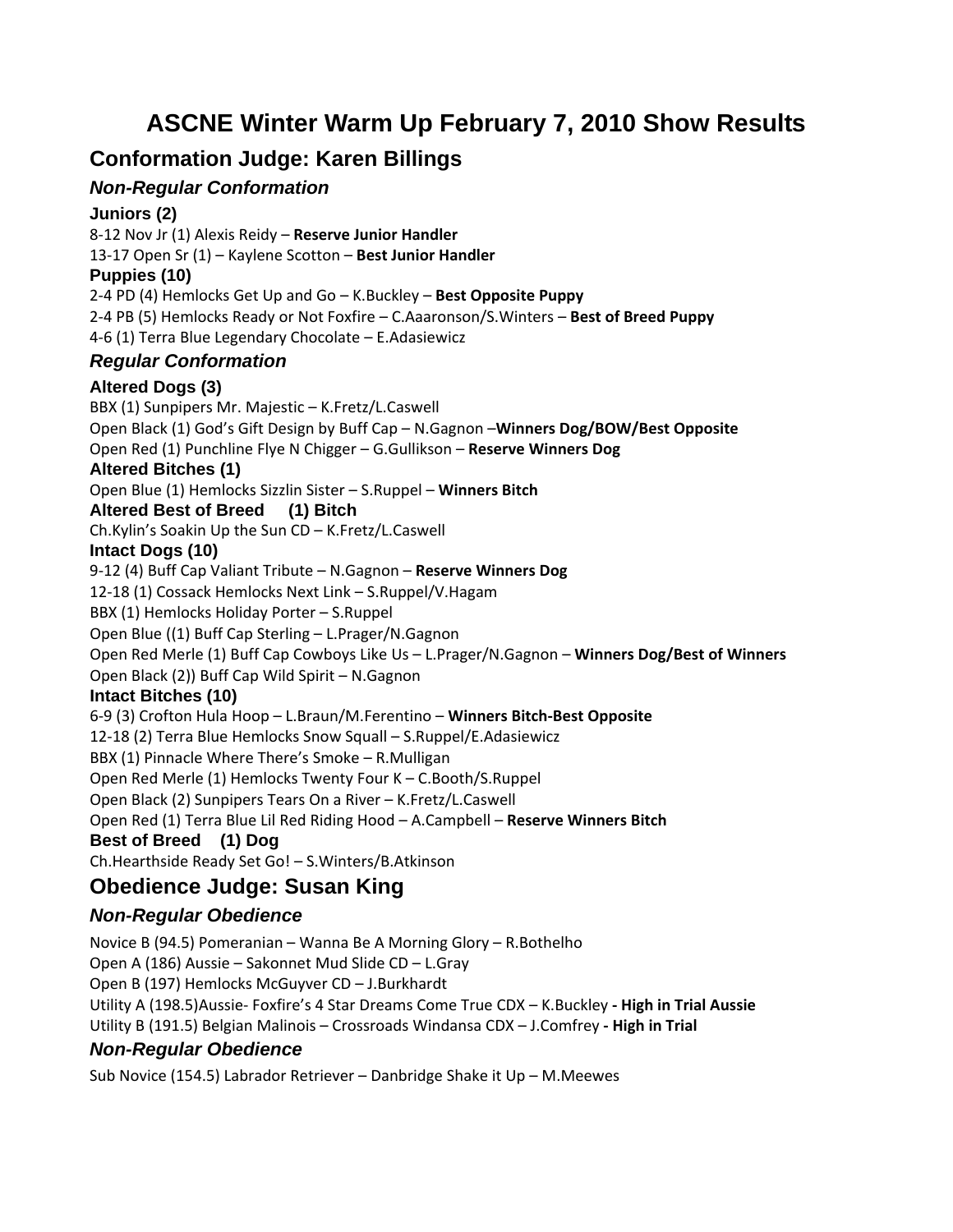# ASCNE Winter Warm Up February 7, 2010 Show Results

## Conformation Judge: Karen Billings

### *Non-Regular Conformation*

#### Juniors (2)

8-12 Nov Jr (1) Alexis Reidy – **Reserve Junior Handler**
13-17 Open Sr (1) – Kaylene Scotton – **Best Junior Handler**

#### Puppies (10)

2-4 PD (4) Hemlocks Get Up and Go – K.Buckley – **Best Opposite Puppy**
2-4 PB (5) Hemlocks Ready or Not Foxfire – C.Aaaronson/S.Winters – **Best of Breed Puppy**
4-6 (1) Terra Blue Legendary Chocolate – E.Adasiewicz

### *Regular Conformation*

#### Altered Dogs (3)

BBX (1) Sunpipers Mr. Majestic – K.Fretz/L.Caswell
Open Black (1) God's Gift Design by Buff Cap – N.Gagnon –**Winners Dog/BOW/Best Opposite**
Open Red (1) Punchline Flye N Chigger – G.Gullikson – **Reserve Winners Dog**

#### Altered Bitches (1)

Open Blue (1) Hemlocks Sizzlin Sister – S.Ruppel – **Winners Bitch**

#### Altered Best of Breed (1) Bitch

Ch.Kylin's Soakin Up the Sun CD – K.Fretz/L.Caswell

#### Intact Dogs (10)

9-12 (4) Buff Cap Valiant Tribute – N.Gagnon – **Reserve Winners Dog**
12-18 (1) Cossack Hemlocks Next Link – S.Ruppel/V.Hagam
BBX (1) Hemlocks Holiday Porter – S.Ruppel
Open Blue ((1) Buff Cap Sterling – L.Prager/N.Gagnon
Open Red Merle (1) Buff Cap Cowboys Like Us – L.Prager/N.Gagnon – **Winners Dog/Best of Winners**
Open Black (2)) Buff Cap Wild Spirit – N.Gagnon

#### Intact Bitches (10)

6-9 (3) Crofton Hula Hoop – L.Braun/M.Ferentino – **Winners Bitch-Best Opposite**
12-18 (2) Terra Blue Hemlocks Snow Squall – S.Ruppel/E.Adasiewicz
BBX (1) Pinnacle Where There's Smoke – R.Mulligan
Open Red Merle (1) Hemlocks Twenty Four K – C.Booth/S.Ruppel
Open Black (2) Sunpipers Tears On a River – K.Fretz/L.Caswell
Open Red (1) Terra Blue Lil Red Riding Hood – A.Campbell – **Reserve Winners Bitch**

#### Best of Breed (1) Dog

Ch.Hearthside Ready Set Go! – S.Winters/B.Atkinson

## Obedience Judge: Susan King

### *Non-Regular Obedience*

Novice B (94.5) Pomeranian – Wanna Be A Morning Glory – R.Bothelho
Open A (186) Aussie – Sakonnet Mud Slide CD – L.Gray
Open B (197) Hemlocks McGuyver CD – J.Burkhardt
Utility A (198.5)Aussie- Foxfire's 4 Star Dreams Come True CDX – K.Buckley **- High in Trial Aussie**
Utility B (191.5) Belgian Malinois – Crossroads Windansa CDX – J.Comfrey **- High in Trial**

### *Non-Regular Obedience*

Sub Novice (154.5) Labrador Retriever – Danbridge Shake it Up – M.Meewes